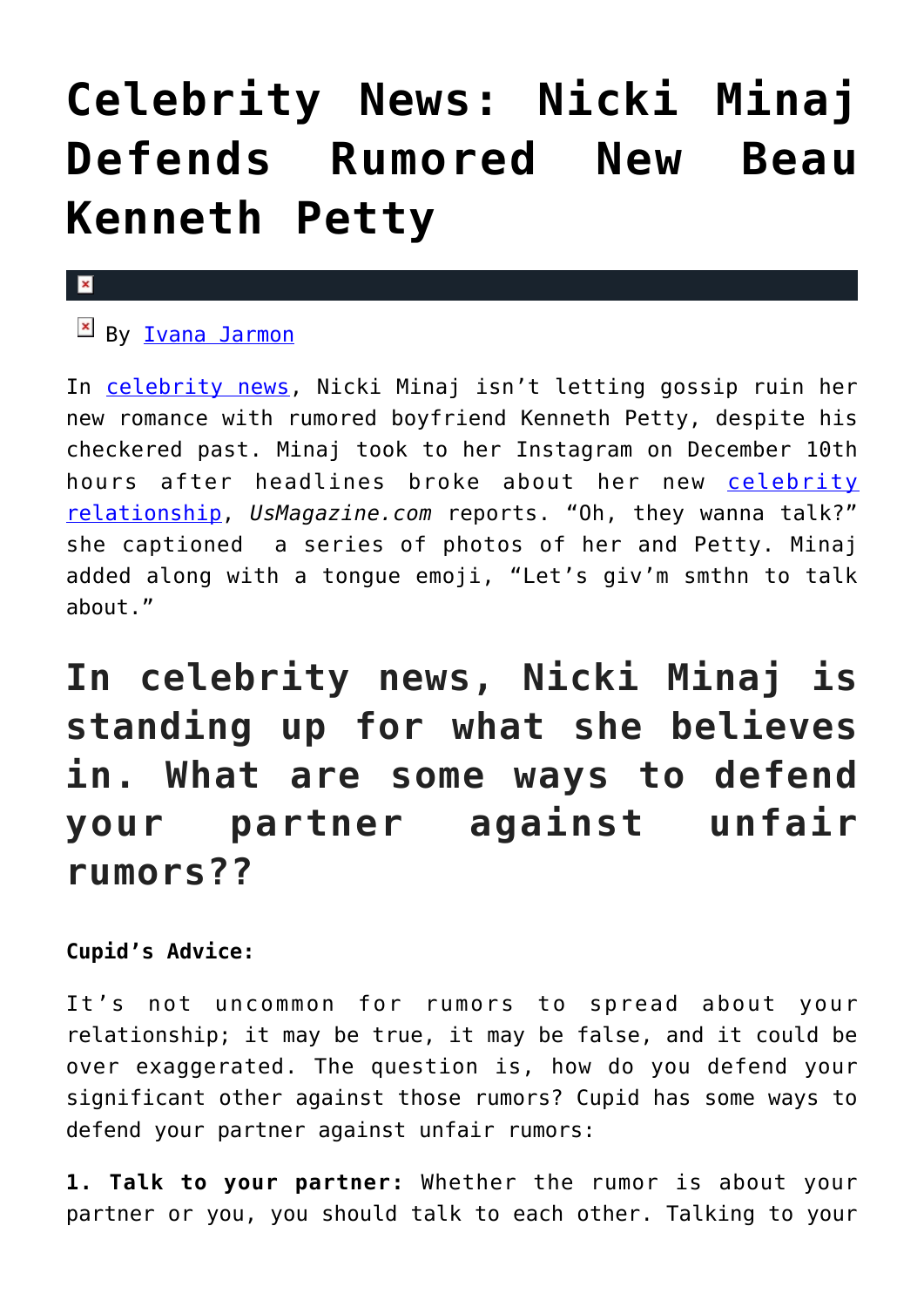# Celebrity News: Nicki Minaj Defends Rumored New Beau Kenneth Petty

By Ivana Jarmon

In celebrity news, Nicki Minaj isn't letting gossip ruin her new romance with rumored boyfriend Kenneth Petty, despite his checkered past. Minaj took to her Instagram on December 10th hours after headlines broke about her new celebrity relationship, *UsMagazine.com* reports. "Oh, they wanna talk?" she captioned a series of photos of her and Petty. Minaj added along with a tongue emoji, "Let's giv'm smthn to talk about."

## In celebrity news, Nicki Minaj is standing up for what she believes in. What are some ways to defend your partner against unfair rumors??

**Cupid's Advice:**

It's not uncommon for rumors to spread about your relationship; it may be true, it may be false, and it could be over exaggerated. The question is, how do you defend your significant other against those rumors? Cupid has some ways to defend your partner against unfair rumors:

**1. Talk to your partner:** Whether the rumor is about your partner or you, you should talk to each other. Talking to your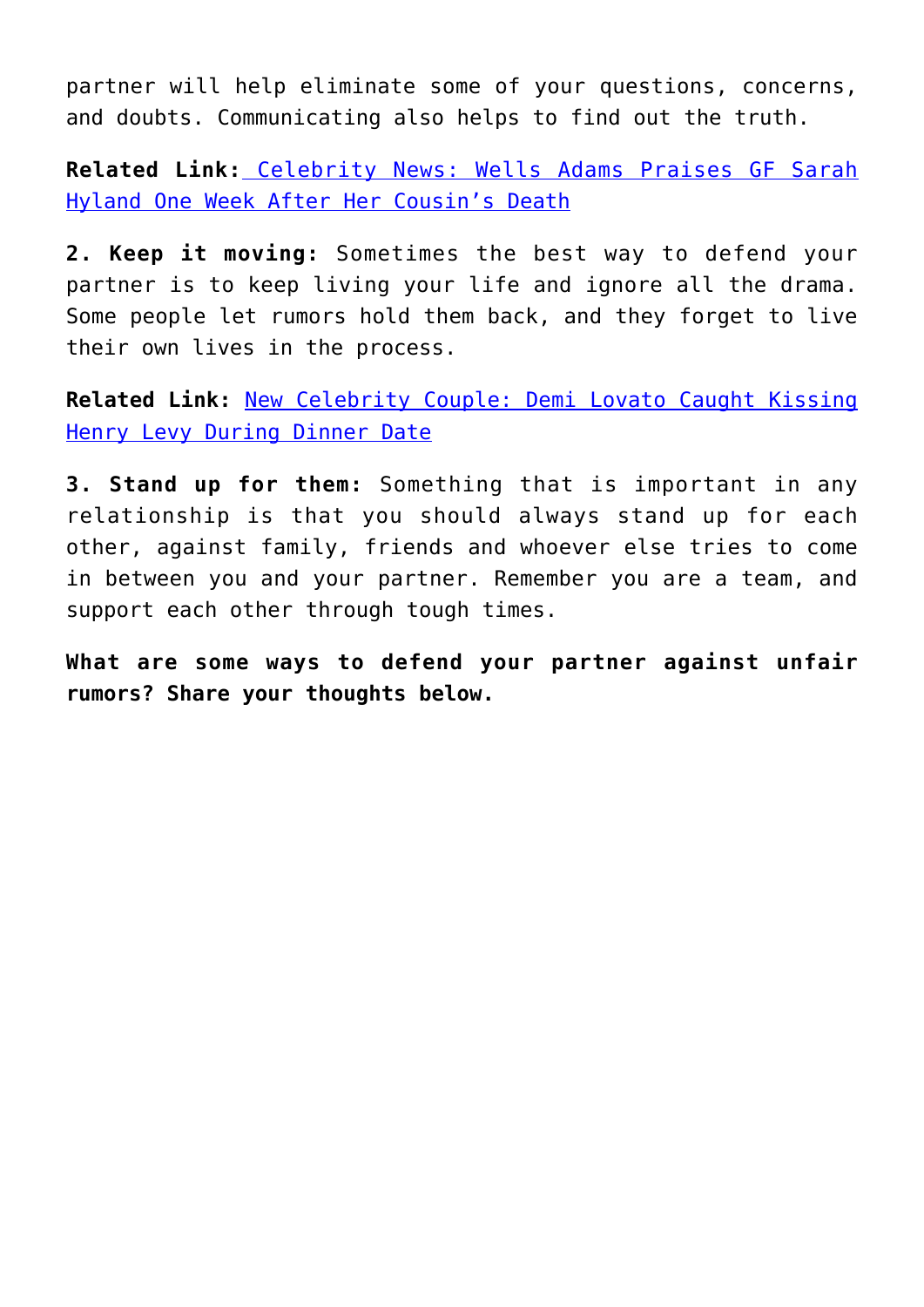partner will help eliminate some of your questions, concerns, and doubts. Communicating also helps to find out the truth.

**Related Link:** Celebrity News: Wells Adams Praises GF Sarah Hyland One Week After Her Cousin's Death

**2. Keep it moving:** Sometimes the best way to defend your partner is to keep living your life and ignore all the drama. Some people let rumors hold them back, and they forget to live their own lives in the process.

**Related Link:** New Celebrity Couple: Demi Lovato Caught Kissing Henry Levy During Dinner Date

**3. Stand up for them:** Something that is important in any relationship is that you should always stand up for each other, against family, friends and whoever else tries to come in between you and your partner. Remember you are a team, and support each other through tough times.

**What are some ways to defend your partner against unfair rumors? Share your thoughts below.**